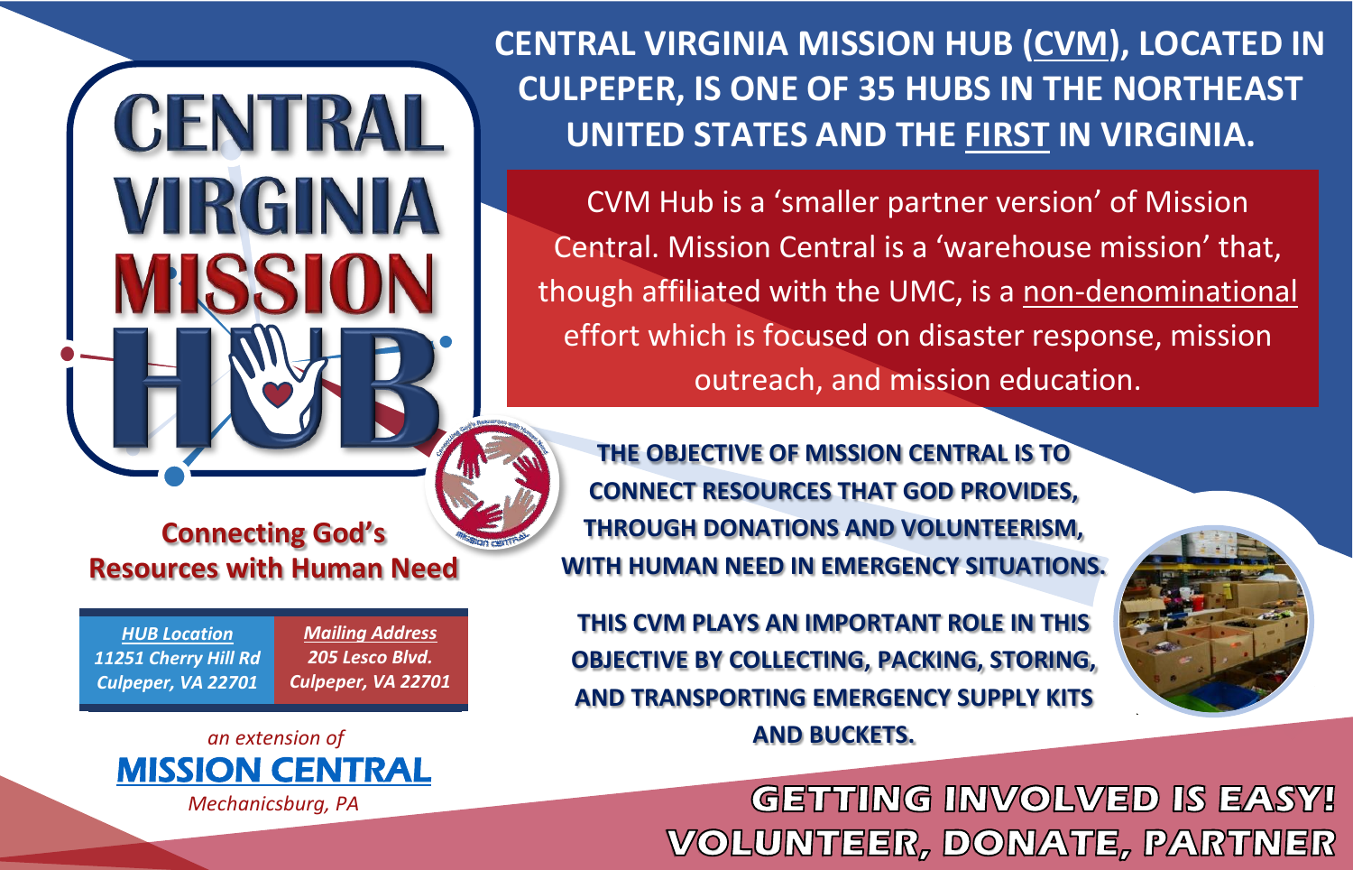# CENTRAL VIRGINIA MISSION HUB

**Connecting God's Resources with Human Need**

| *HUB Location* | *Mailing Address* |
| --- | --- |
| *11251 Cherry Hill Rd* | *205 Lesco Blvd.* |
| *Culpeper, VA 22701* | *Culpeper, VA 22701* |

*an extension of*

**MISSION CENTRAL**

*Mechanicsburg, PA*

## CENTRAL VIRGINIA MISSION HUB (CVM), LOCATED IN CULPEPER, IS ONE OF 35 HUBS IN THE NORTHEAST UNITED STATES AND THE FIRST IN VIRGINIA.

CVM Hub is a 'smaller partner version' of Mission Central. Mission Central is a 'warehouse mission' that, though affiliated with the UMC, is a non-denominational effort which is focused on disaster response, mission outreach, and mission education.

**THE OBJECTIVE OF MISSION CENTRAL IS TO CONNECT RESOURCES THAT GOD PROVIDES, THROUGH DONATIONS AND VOLUNTEERISM, WITH HUMAN NEED IN EMERGENCY SITUATIONS.**

**THIS CVM PLAYS AN IMPORTANT ROLE IN THIS OBJECTIVE BY COLLECTING, PACKING, STORING, AND TRANSPORTING EMERGENCY SUPPLY KITS AND BUCKETS.**

## GETTING INVOLVED IS EASY! VOLUNTEER, DONATE, PARTNER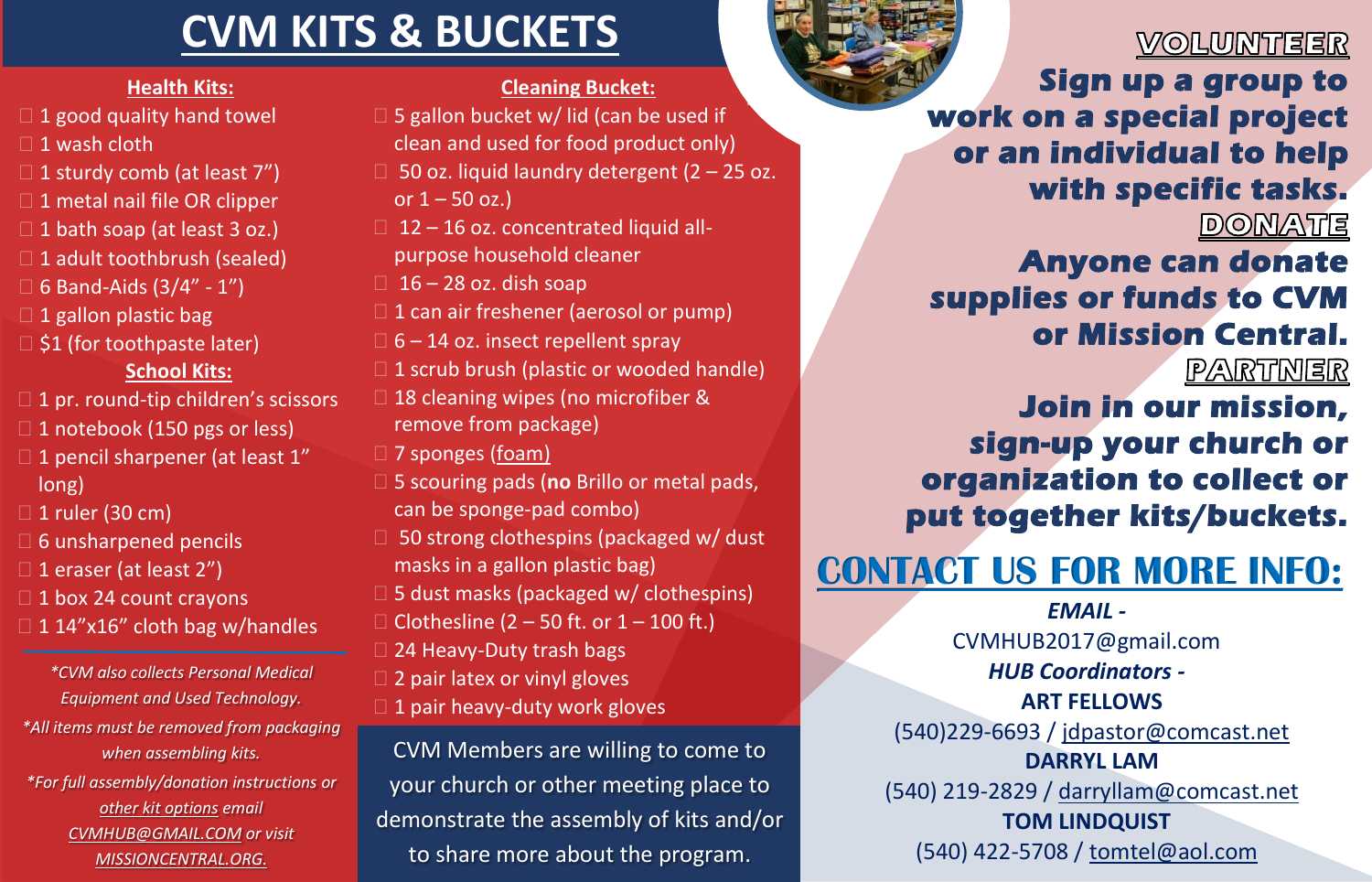# CVM KITS & BUCKETS

### Health Kits:

- 1 good quality hand towel
- 1 wash cloth
- 1 sturdy comb (at least 7”)
- 1 metal nail file OR clipper
- 1 bath soap (at least 3 oz.)
- 1 adult toothbrush (sealed)
- 6 Band-Aids (3/4” - 1”)
- 1 gallon plastic bag
- $1 (for toothpaste later)

### School Kits:

- 1 pr. round-tip children’s scissors
- 1 notebook (150 pgs or less)
- 1 pencil sharpener (at least 1” long)
- 1 ruler (30 cm)
- 6 unsharpened pencils
- 1 eraser (at least 2”)
- 1 box 24 count crayons
- 1 14”x16” cloth bag w/handles

*\*CVM also collects Personal Medical Equipment and Used Technology.*

*\*All items must be removed from packaging when assembling kits.*

*\*For full assembly/donation instructions or other kit options email CVMHUB@GMAIL.COM or visit MISSIONCENTRAL.ORG.*

### Cleaning Bucket:

- 5 gallon bucket w/ lid (can be used if clean and used for food product only)
- 50 oz. liquid laundry detergent (2 – 25 oz. or 1 – 50 oz.)
- 12 – 16 oz. concentrated liquid all-purpose household cleaner
- 16 – 28 oz. dish soap
- 1 can air freshener (aerosol or pump)
- 6 – 14 oz. insect repellent spray
- 1 scrub brush (plastic or wooded handle)
- 18 cleaning wipes (no microfiber & remove from package)
- 7 sponges (foam)
- 5 scouring pads (**no** Brillo or metal pads, can be sponge-pad combo)
- 50 strong clothespins (packaged w/ dust masks in a gallon plastic bag)
- 5 dust masks (packaged w/ clothespins)
- Clothesline (2 – 50 ft. or 1 – 100 ft.)
- 24 Heavy-Duty trash bags
- 2 pair latex or vinyl gloves
- 1 pair heavy-duty work gloves

CVM Members are willing to come to your church or other meeting place to demonstrate the assembly of kits and/or to share more about the program.

## VOLUNTEER

**Sign up a group to work on a special project or an individual to help with specific tasks.**

## DONATE

**Anyone can donate supplies or funds to CVM or Mission Central.**

## PARTNER

**Join in our mission, sign-up your church or organization to collect or put together kits/buckets.**

## CONTACT US FOR MORE INFO:

***EMAIL -***

CVMHUB2017@gmail.com

***HUB Coordinators -***

**ART FELLOWS**

(540)229-6693 / jdpastor@comcast.net

**DARRYL LAM**

(540) 219-2829 / darryllam@comcast.net

**TOM LINDQUIST**

(540) 422-5708 / tomtel@aol.com